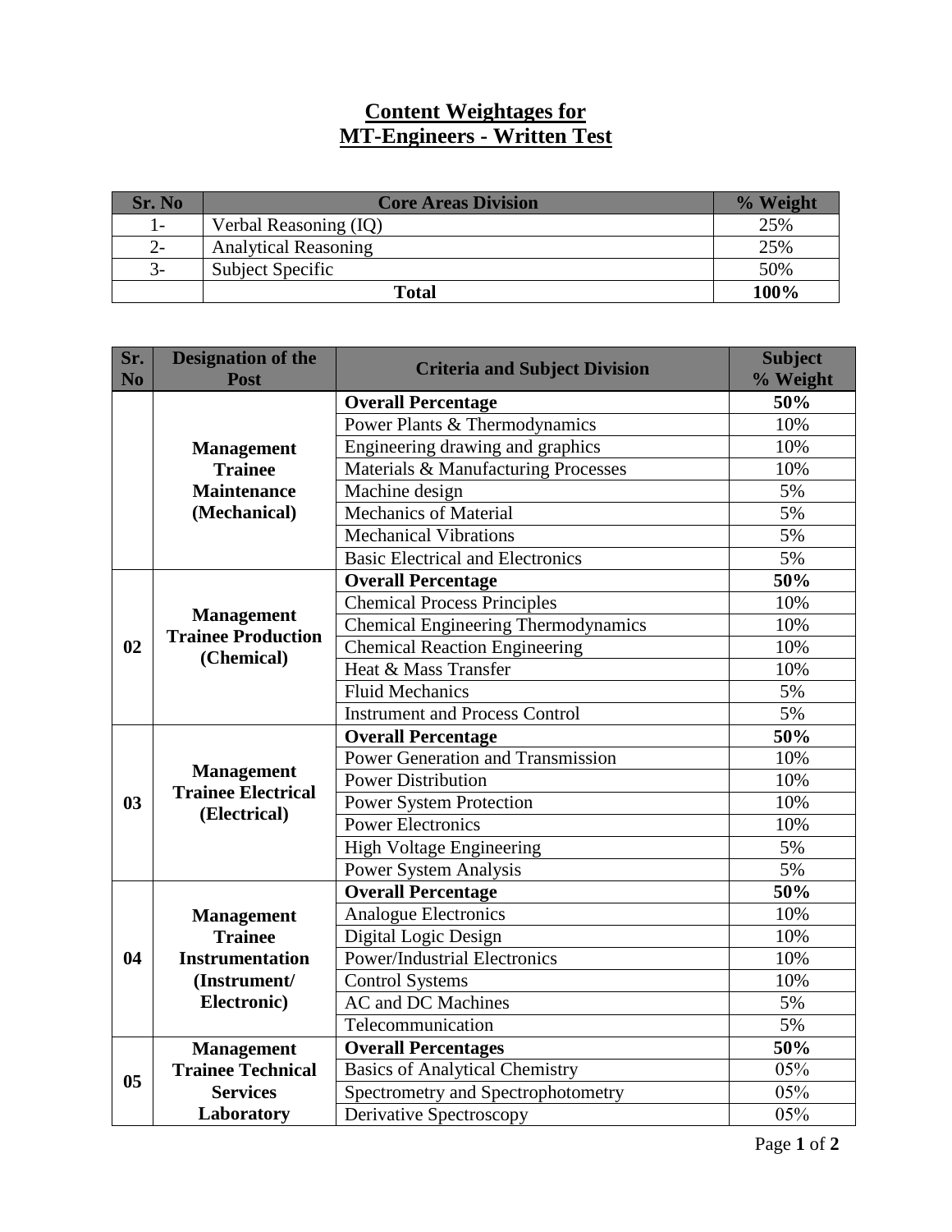# Content Weightages for MT-Engineers - Written Test

| Sr. No | Core Areas Division | % Weight |
|---|---|---|
| 1- | Verbal Reasoning (IQ) | 25% |
| 2- | Analytical Reasoning | 25% |
| 3- | Subject Specific | 50% |
| | **Total** | **100%** |

| Sr. No | Designation of the Post | Criteria and Subject Division | Subject % Weight |
|---|---|---|---|
| | **Management Trainee Maintenance (Mechanical)** | **Overall Percentage** | **50%** |
| | | Power Plants & Thermodynamics | 10% |
| | | Engineering drawing and graphics | 10% |
| | | Materials & Manufacturing Processes | 10% |
| | | Machine design | 5% |
| | | Mechanics of Material | 5% |
| | | Mechanical Vibrations | 5% |
| | | Basic Electrical and Electronics | 5% |
| 02 | **Management Trainee Production (Chemical)** | **Overall Percentage** | **50%** |
| | | Chemical Process Principles | 10% |
| | | Chemical Engineering Thermodynamics | 10% |
| | | Chemical Reaction Engineering | 10% |
| | | Heat & Mass Transfer | 10% |
| | | Fluid Mechanics | 5% |
| | | Instrument and Process Control | 5% |
| 03 | **Management Trainee Electrical (Electrical)** | **Overall Percentage** | **50%** |
| | | Power Generation and Transmission | 10% |
| | | Power Distribution | 10% |
| | | Power System Protection | 10% |
| | | Power Electronics | 10% |
| | | High Voltage Engineering | 5% |
| | | Power System Analysis | 5% |
| 04 | **Management Trainee Instrumentation (Instrument/ Electronic)** | **Overall Percentage** | **50%** |
| | | Analogue Electronics | 10% |
| | | Digital Logic Design | 10% |
| | | Power/Industrial Electronics | 10% |
| | | Control Systems | 10% |
| | | AC and DC Machines | 5% |
| | | Telecommunication | 5% |
| 05 | **Management Trainee Technical Services Laboratory** | **Overall Percentages** | **50%** |
| | | Basics of Analytical Chemistry | 05% |
| | | Spectrometry and Spectrophotometry | 05% |
| | | Derivative Spectroscopy | 05% |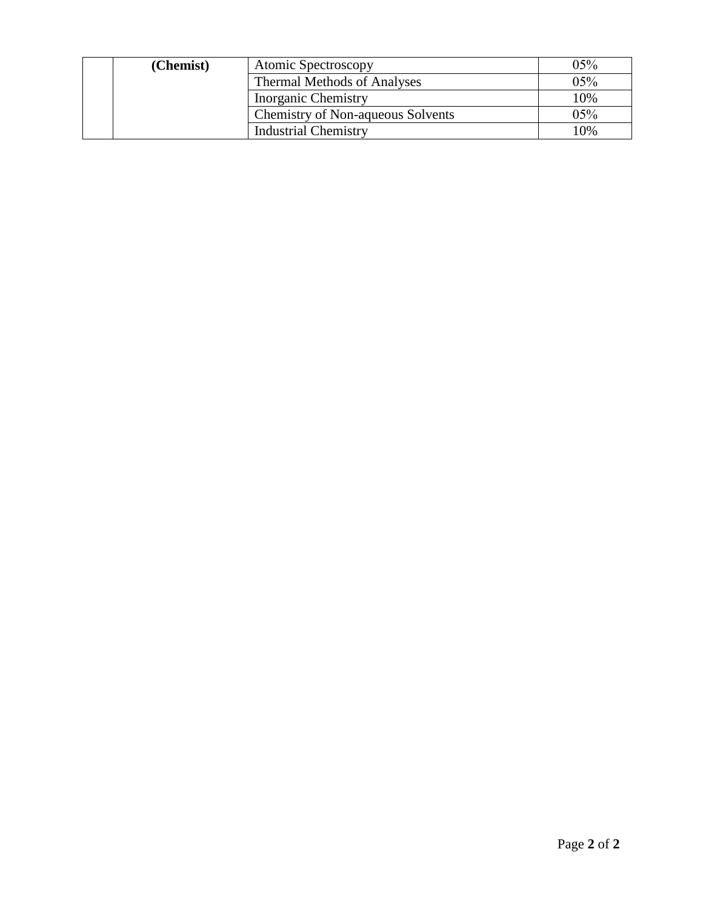| | | | |
|---|---|---|---|
| | **(Chemist)** | Atomic Spectroscopy | 05% |
| | | Thermal Methods of Analyses | 05% |
| | | Inorganic Chemistry | 10% |
| | | Chemistry of Non-aqueous Solvents | 05% |
| | | Industrial Chemistry | 10% |